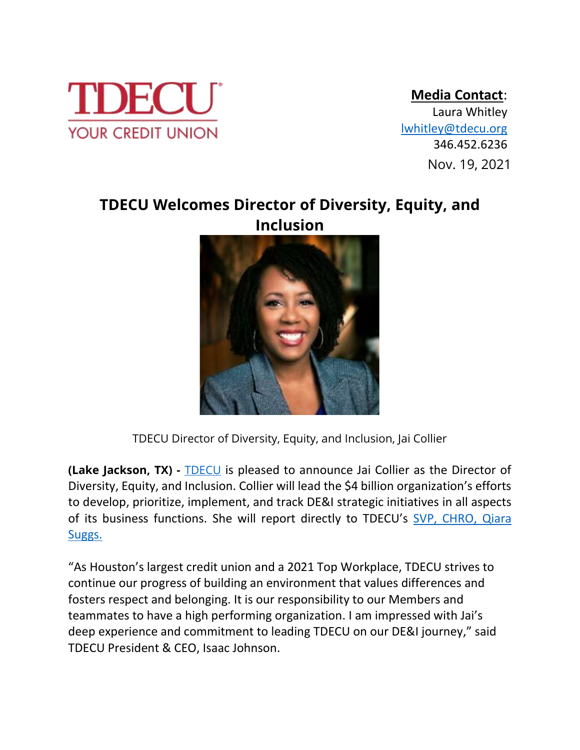TDECU
YOUR CREDIT UNION

**Media Contact**:
Laura Whitley
lwhitley@tdecu.org
346.452.6236
Nov. 19, 2021

# TDECU Welcomes Director of Diversity, Equity, and Inclusion

TDECU Director of Diversity, Equity, and Inclusion, Jai Collier

**(Lake Jackson, TX) -** TDECU is pleased to announce Jai Collier as the Director of Diversity, Equity, and Inclusion. Collier will lead the $4 billion organization's efforts to develop, prioritize, implement, and track DE&I strategic initiatives in all aspects of its business functions. She will report directly to TDECU's SVP, CHRO, Qiara Suggs.

"As Houston's largest credit union and a 2021 Top Workplace, TDECU strives to continue our progress of building an environment that values differences and fosters respect and belonging. It is our responsibility to our Members and teammates to have a high performing organization. I am impressed with Jai's deep experience and commitment to leading TDECU on our DE&I journey," said TDECU President & CEO, Isaac Johnson.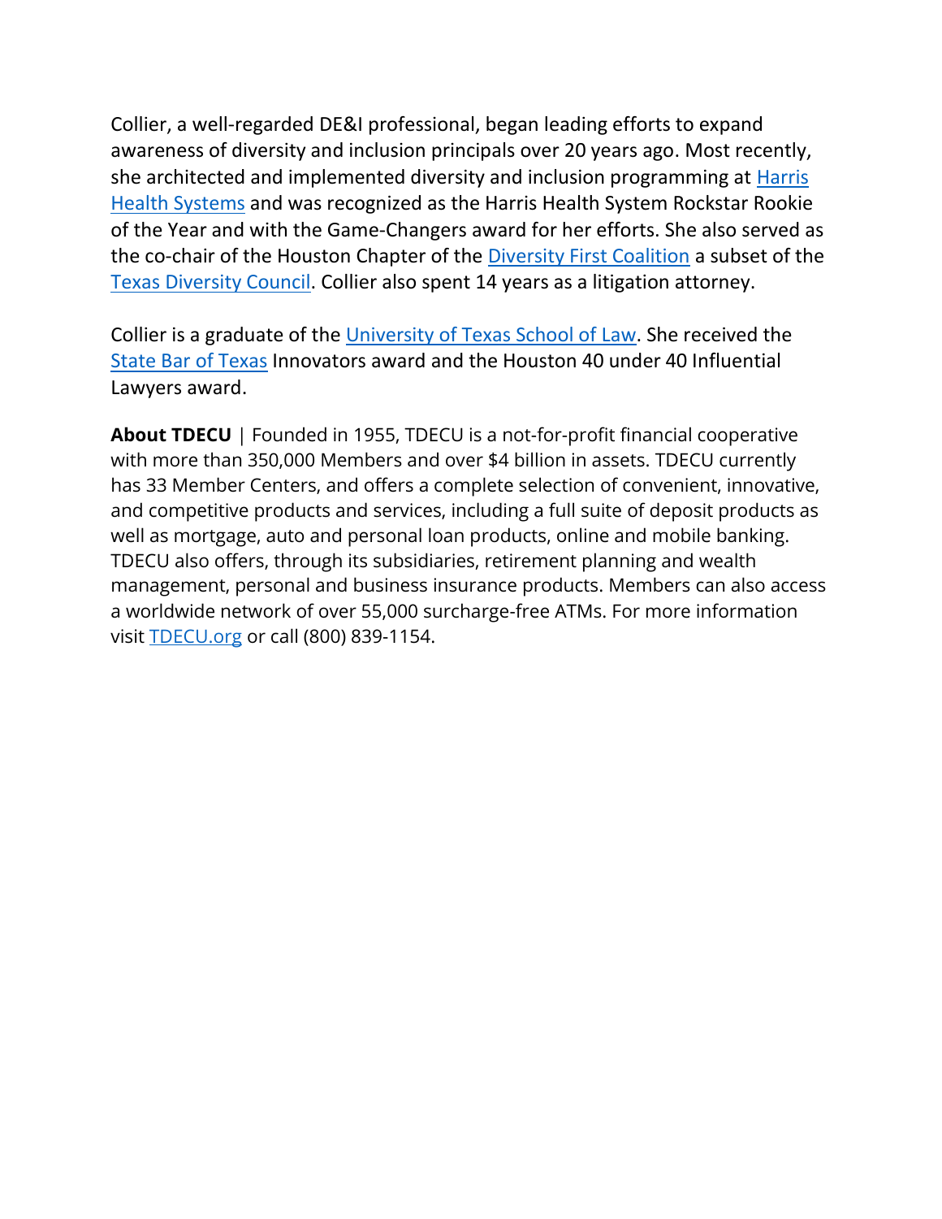Collier, a well-regarded DE&I professional, began leading efforts to expand awareness of diversity and inclusion principals over 20 years ago. Most recently, she architected and implemented diversity and inclusion programming at Harris Health Systems and was recognized as the Harris Health System Rockstar Rookie of the Year and with the Game-Changers award for her efforts. She also served as the co-chair of the Houston Chapter of the Diversity First Coalition a subset of the Texas Diversity Council. Collier also spent 14 years as a litigation attorney.

Collier is a graduate of the University of Texas School of Law. She received the State Bar of Texas Innovators award and the Houston 40 under 40 Influential Lawyers award.

**About TDECU** | Founded in 1955, TDECU is a not-for-profit financial cooperative with more than 350,000 Members and over $4 billion in assets. TDECU currently has 33 Member Centers, and offers a complete selection of convenient, innovative, and competitive products and services, including a full suite of deposit products as well as mortgage, auto and personal loan products, online and mobile banking. TDECU also offers, through its subsidiaries, retirement planning and wealth management, personal and business insurance products. Members can also access a worldwide network of over 55,000 surcharge-free ATMs. For more information visit TDECU.org or call (800) 839-1154.